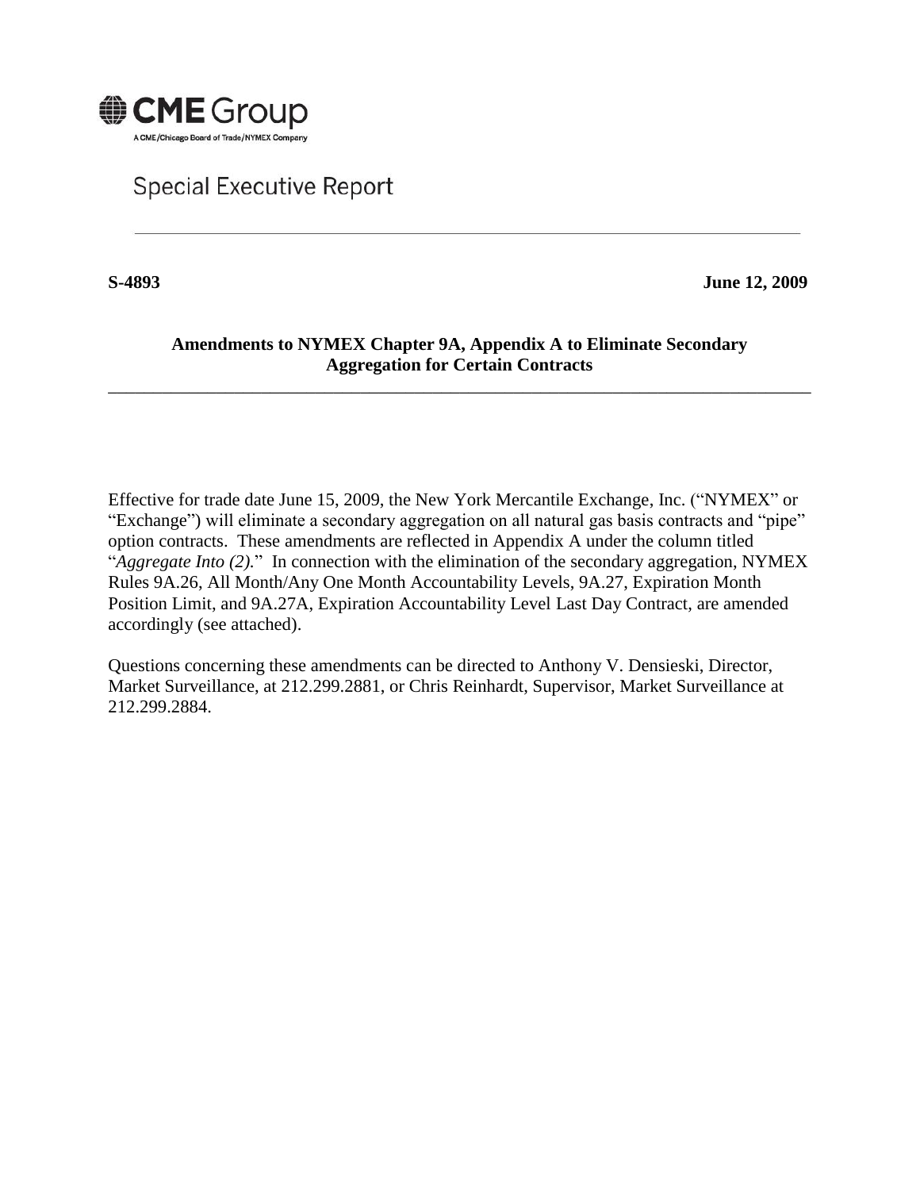CME Group

A CME/Chicago Board of Trade/NYMEX Company

# Special Executive Report

**S-4893** **June 12, 2009**

## Amendments to NYMEX Chapter 9A, Appendix A to Eliminate Secondary Aggregation for Certain Contracts

Effective for trade date June 15, 2009, the New York Mercantile Exchange, Inc. ("NYMEX" or "Exchange") will eliminate a secondary aggregation on all natural gas basis contracts and "pipe" option contracts. These amendments are reflected in Appendix A under the column titled "*Aggregate Into (2).*" In connection with the elimination of the secondary aggregation, NYMEX Rules 9A.26, All Month/Any One Month Accountability Levels, 9A.27, Expiration Month Position Limit, and 9A.27A, Expiration Accountability Level Last Day Contract, are amended accordingly (see attached).

Questions concerning these amendments can be directed to Anthony V. Densieski, Director, Market Surveillance, at 212.299.2881, or Chris Reinhardt, Supervisor, Market Surveillance at 212.299.2884.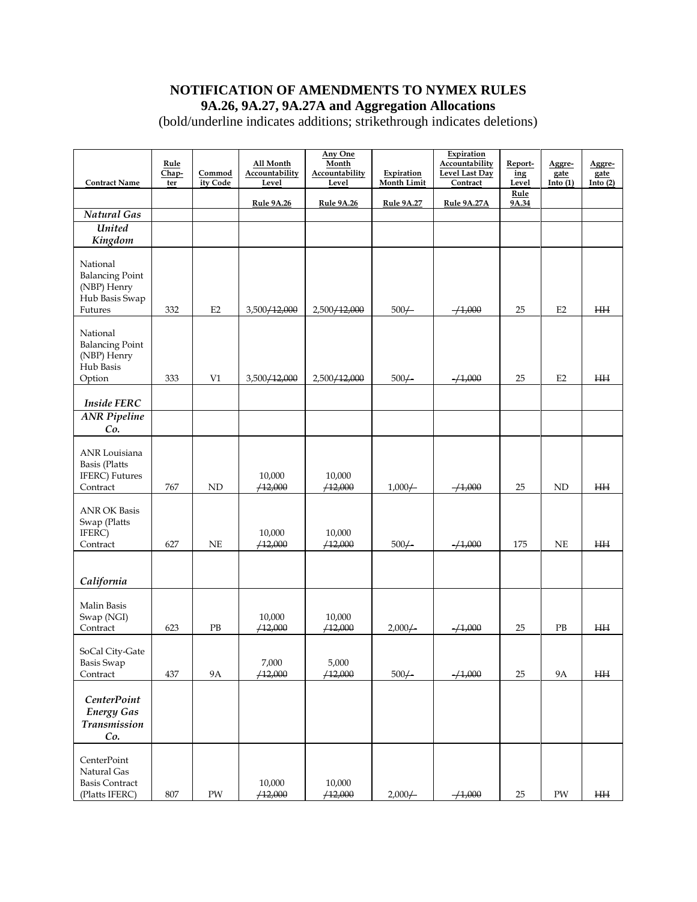# NOTIFICATION OF AMENDMENTS TO NYMEX RULES 9A.26, 9A.27, 9A.27A and Aggregation Allocations

(bold/underline indicates additions; strikethrough indicates deletions)

| Contract Name | Rule Chapter | Commodity Code | All Month Accountability Level | Any One Month Accountability Level | Expiration Month Limit | Expiration Accountability Level Last Day Contract | Reporting Level | Aggregate Into (1) | Aggregate Into (2) |
|---|---|---|---|---|---|---|---|---|---|
| | | | Rule 9A.26 | Rule 9A.26 | Rule 9A.27 | Rule 9A.27A | Rule 9A.34 | | |
| *Natural Gas* | | | | | | | | | |
| *United Kingdom* | | | | | | | | | |
| National Balancing Point (NBP) Henry Hub Basis Swap Futures | 332 | E2 | 3,500/~~12,000~~ | 2,500/~~12,000~~ | 500/~~-~~ | ~~-/1,000~~ | 25 | E2 | ~~HH~~ |
| National Balancing Point (NBP) Henry Hub Basis Option | 333 | V1 | 3,500/~~12,000~~ | 2,500/~~12,000~~ | 500/~~-~~ | ~~-/1,000~~ | 25 | E2 | ~~HH~~ |
| *Inside FERC* | | | | | | | | | |
| *ANR Pipeline Co.* | | | | | | | | | |
| ANR Louisiana Basis (Platts IFERC) Futures Contract | 767 | ND | 10,000 ~~/12,000~~ | 10,000 ~~/12,000~~ | 1,000/~~-~~ | ~~-/1,000~~ | 25 | ND | ~~HH~~ |
| ANR OK Basis Swap (Platts IFERC) Contract | 627 | NE | 10,000 ~~/12,000~~ | 10,000 ~~/12,000~~ | 500/~~-~~ | ~~-/1,000~~ | 175 | NE | ~~HH~~ |
| *California* | | | | | | | | | |
| Malin Basis Swap (NGI) Contract | 623 | PB | 10,000 ~~/12,000~~ | 10,000 ~~/12,000~~ | 2,000/~~-~~ | ~~-/1,000~~ | 25 | PB | ~~HH~~ |
| SoCal City-Gate Basis Swap Contract | 437 | 9A | 7,000 ~~/12,000~~ | 5,000 ~~/12,000~~ | 500/~~-~~ | ~~-/1,000~~ | 25 | 9A | ~~HH~~ |
| *CenterPoint Energy Gas Transmission Co.* | | | | | | | | | |
| CenterPoint Natural Gas Basis Contract (Platts IFERC) | 807 | PW | 10,000 ~~/12,000~~ | 10,000 ~~/12,000~~ | 2,000/~~-~~ | ~~-/1,000~~ | 25 | PW | ~~HH~~ |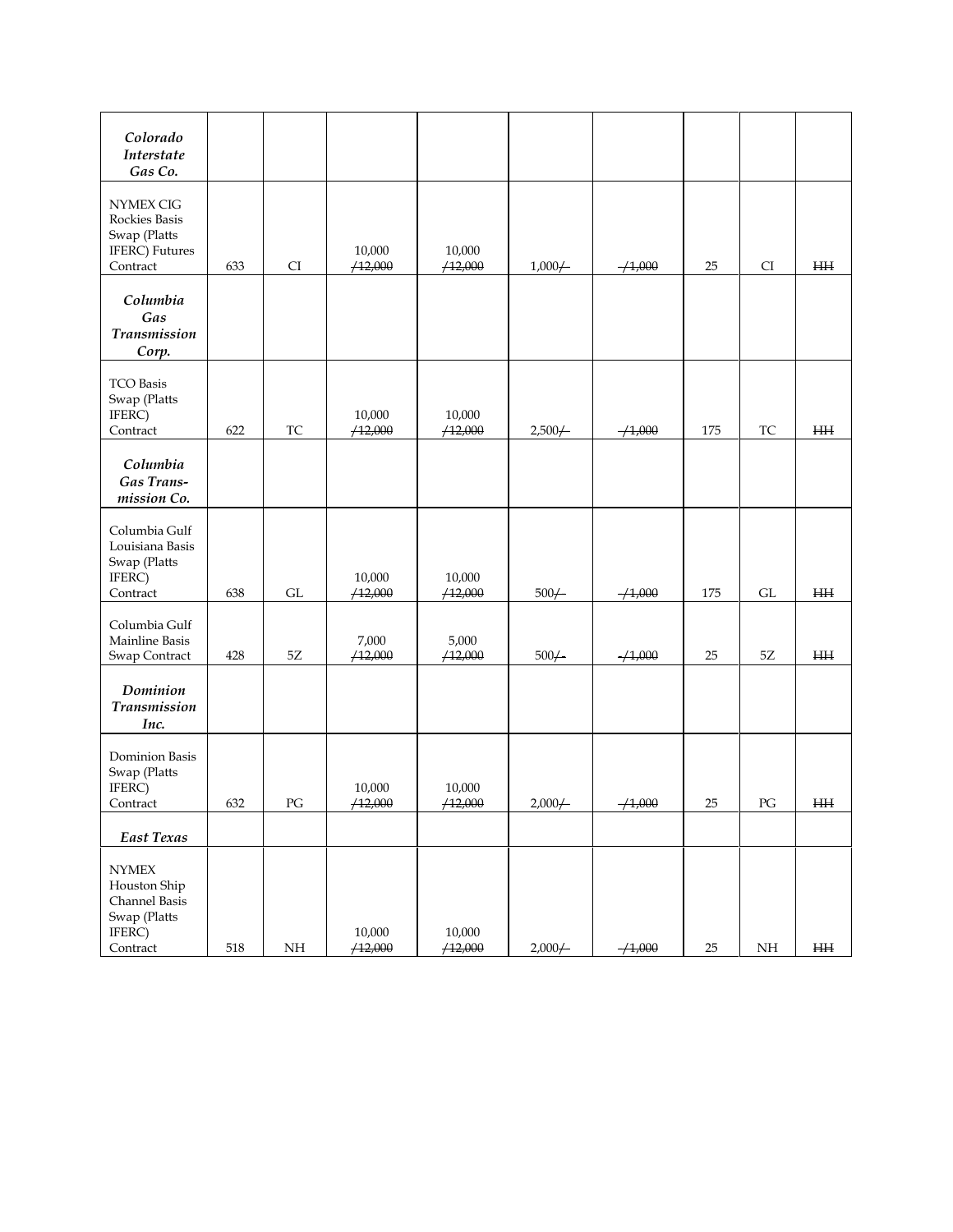| | | | | | | | | | |
|---|---|---|---|---|---|---|---|---|---|
| ***Colorado Interstate Gas Co.*** | | | | | | | | | |
| NYMEX CIG Rockies Basis Swap (Platts IFERC) Futures Contract | 633 | CI | 10,000 ~~/12,000~~ | 10,000 ~~/12,000~~ | 1,000~~/~~ | ~~/1,000~~ | 25 | CI | ~~HH~~ |
| ***Columbia Gas Transmission Corp.*** | | | | | | | | | |
| TCO Basis Swap (Platts IFERC) Contract | 622 | TC | 10,000 ~~/12,000~~ | 10,000 ~~/12,000~~ | 2,500~~/~~ | ~~/1,000~~ | 175 | TC | ~~HH~~ |
| ***Columbia Gas Trans-mission Co.*** | | | | | | | | | |
| Columbia Gulf Louisiana Basis Swap (Platts IFERC) Contract | 638 | GL | 10,000 ~~/12,000~~ | 10,000 ~~/12,000~~ | 500~~/~~ | ~~/1,000~~ | 175 | GL | ~~HH~~ |
| Columbia Gulf Mainline Basis Swap Contract | 428 | 5Z | 7,000 ~~/12,000~~ | 5,000 ~~/12,000~~ | 500~~/-~~ | ~~-/1,000~~ | 25 | 5Z | ~~HH~~ |
| ***Dominion Transmission Inc.*** | | | | | | | | | |
| Dominion Basis Swap (Platts IFERC) Contract | 632 | PG | 10,000 ~~/12,000~~ | 10,000 ~~/12,000~~ | 2,000~~/~~ | ~~/1,000~~ | 25 | PG | ~~HH~~ |
| ***East Texas*** | | | | | | | | | |
| NYMEX Houston Ship Channel Basis Swap (Platts IFERC) Contract | 518 | NH | 10,000 ~~/12,000~~ | 10,000 ~~/12,000~~ | 2,000~~/~~ | ~~/1,000~~ | 25 | NH | ~~HH~~ |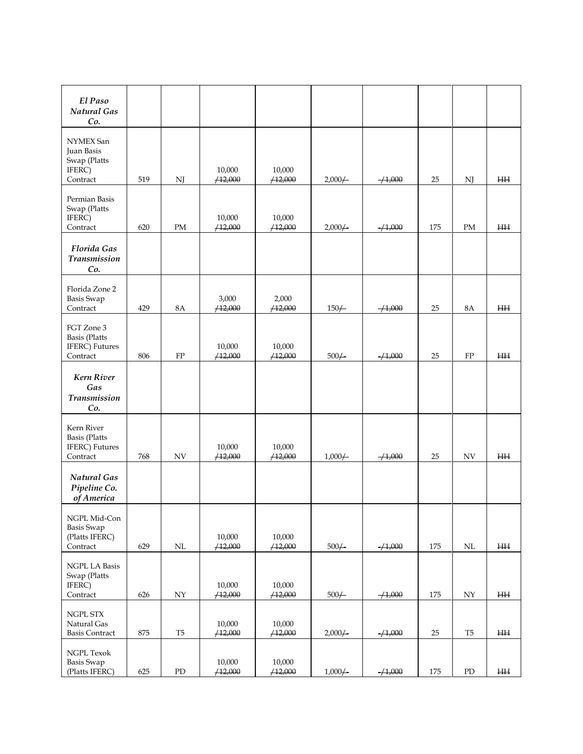| | | | | | | | | | |
|---|---|---|---|---|---|---|---|---|---|
| ***El Paso Natural Gas Co.*** | | | | | | | | | |
| NYMEX San Juan Basis Swap (Platts IFERC) Contract | 519 | NJ | 10,000 ~~/12,000~~ | 10,000 ~~/12,000~~ | 2,000~~/~~ | ~~/1,000~~ | 25 | NJ | ~~HH~~ |
| Permian Basis Swap (Platts IFERC) Contract | 620 | PM | 10,000 ~~/12,000~~ | 10,000 ~~/12,000~~ | 2,000~~/~~ | ~~/1,000~~ | 175 | PM | ~~HH~~ |
| ***Florida Gas Transmission Co.*** | | | | | | | | | |
| Florida Zone 2 Basis Swap Contract | 429 | 8A | 3,000 ~~/12,000~~ | 2,000 ~~/12,000~~ | 150~~/~~ | ~~/1,000~~ | 25 | 8A | ~~HH~~ |
| FGT Zone 3 Basis (Platts IFERC) Futures Contract | 806 | FP | 10,000 ~~/12,000~~ | 10,000 ~~/12,000~~ | 500~~/~~ | ~~/1,000~~ | 25 | FP | ~~HH~~ |
| ***Kern River Gas Transmission Co.*** | | | | | | | | | |
| Kern River Basis (Platts IFERC) Futures Contract | 768 | NV | 10,000 ~~/12,000~~ | 10,000 ~~/12,000~~ | 1,000~~/~~ | ~~/1,000~~ | 25 | NV | ~~HH~~ |
| ***Natural Gas Pipeline Co. of America*** | | | | | | | | | |
| NGPL Mid-Con Basis Swap (Platts IFERC) Contract | 629 | NL | 10,000 ~~/12,000~~ | 10,000 ~~/12,000~~ | 500~~/~~ | ~~/1,000~~ | 175 | NL | ~~HH~~ |
| NGPL LA Basis Swap (Platts IFERC) Contract | 626 | NY | 10,000 ~~/12,000~~ | 10,000 ~~/12,000~~ | 500~~/~~ | ~~/1,000~~ | 175 | NY | ~~HH~~ |
| NGPL STX Natural Gas Basis Contract | 875 | T5 | 10,000 ~~/12,000~~ | 10,000 ~~/12,000~~ | 2,000~~/~~ | ~~/1,000~~ | 25 | T5 | ~~HH~~ |
| NGPL Texok Basis Swap (Platts IFERC) | 625 | PD | 10,000 ~~/12,000~~ | 10,000 ~~/12,000~~ | 1,000~~/~~ | ~~/1,000~~ | 175 | PD | ~~HH~~ |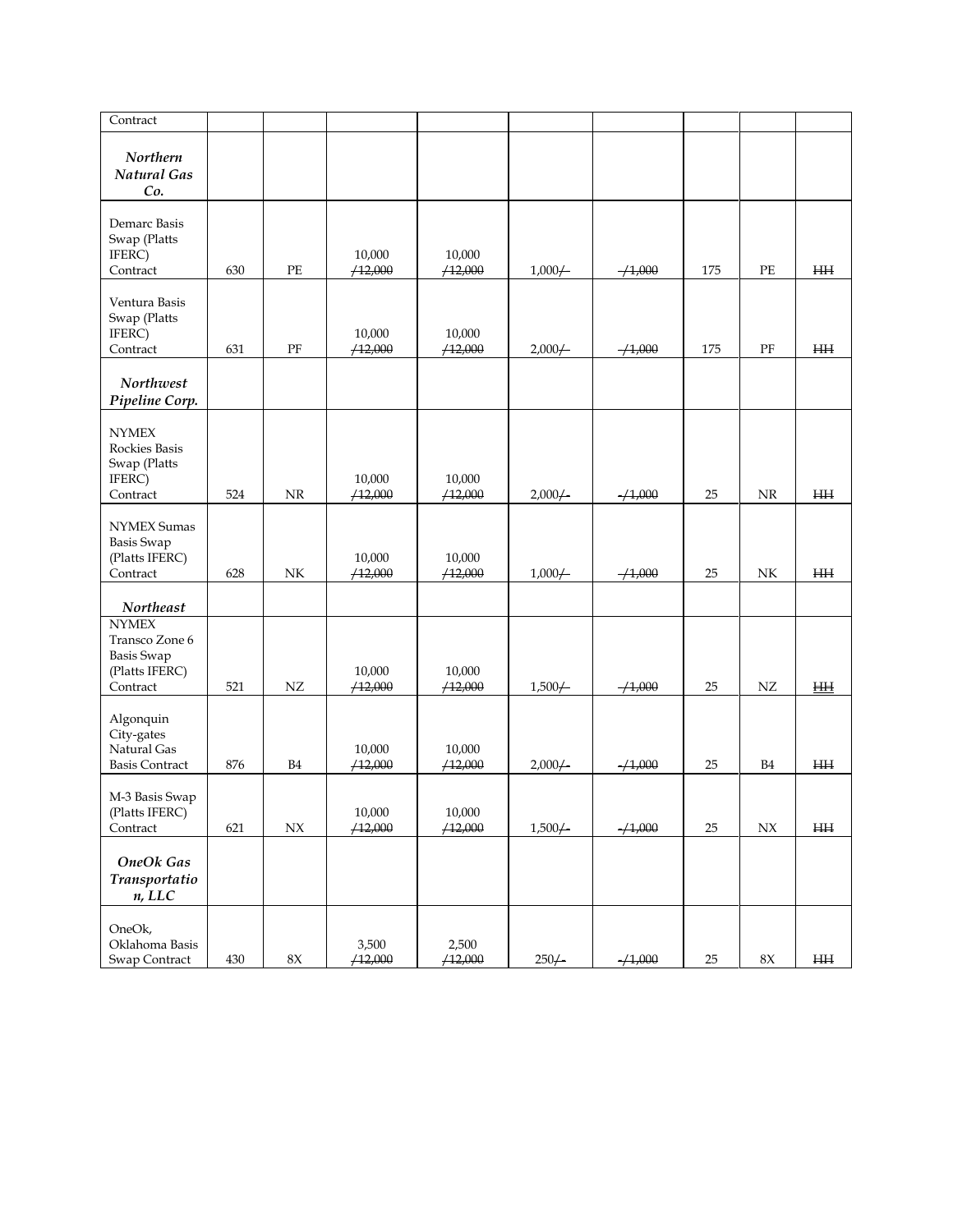| Contract | | | | | | | | | |
|---|---|---|---|---|---|---|---|---|---|
| ***Northern Natural Gas Co.*** | | | | | | | | | |
| Demarc Basis Swap (Platts IFERC) Contract | 630 | PE | 10,000 /~~12,000~~ | 10,000 /~~12,000~~ | 1,000/~~-~~ | ~~-~~/~~1,000~~ | 175 | PE | ~~HH~~ |
| Ventura Basis Swap (Platts IFERC) Contract | 631 | PF | 10,000 /~~12,000~~ | 10,000 /~~12,000~~ | 2,000/~~-~~ | ~~-~~/~~1,000~~ | 175 | PF | ~~HH~~ |
| ***Northwest Pipeline Corp.*** | | | | | | | | | |
| NYMEX Rockies Basis Swap (Platts IFERC) Contract | 524 | NR | 10,000 /~~12,000~~ | 10,000 /~~12,000~~ | 2,000/~~-~~ | ~~-~~/~~1,000~~ | 25 | NR | ~~HH~~ |
| NYMEX Sumas Basis Swap (Platts IFERC) Contract | 628 | NK | 10,000 /~~12,000~~ | 10,000 /~~12,000~~ | 1,000/~~-~~ | ~~-~~/~~1,000~~ | 25 | NK | ~~HH~~ |
| ***Northeast*** | | | | | | | | | |
| NYMEX Transco Zone 6 Basis Swap (Platts IFERC) Contract | 521 | NZ | 10,000 /~~12,000~~ | 10,000 /~~12,000~~ | 1,500/~~-~~ | ~~-~~/~~1,000~~ | 25 | NZ | ~~HH~~ |
| Algonquin City-gates Natural Gas Basis Contract | 876 | B4 | 10,000 /~~12,000~~ | 10,000 /~~12,000~~ | 2,000/~~-~~ | ~~-~~/~~1,000~~ | 25 | B4 | ~~HH~~ |
| M-3 Basis Swap (Platts IFERC) Contract | 621 | NX | 10,000 /~~12,000~~ | 10,000 /~~12,000~~ | 1,500/~~-~~ | ~~-~~/~~1,000~~ | 25 | NX | ~~HH~~ |
| ***OneOk Gas Transportation, LLC*** | | | | | | | | | |
| OneOk, Oklahoma Basis Swap Contract | 430 | 8X | 3,500 /~~12,000~~ | 2,500 /~~12,000~~ | 250/~~-~~ | ~~-~~/~~1,000~~ | 25 | 8X | ~~HH~~ |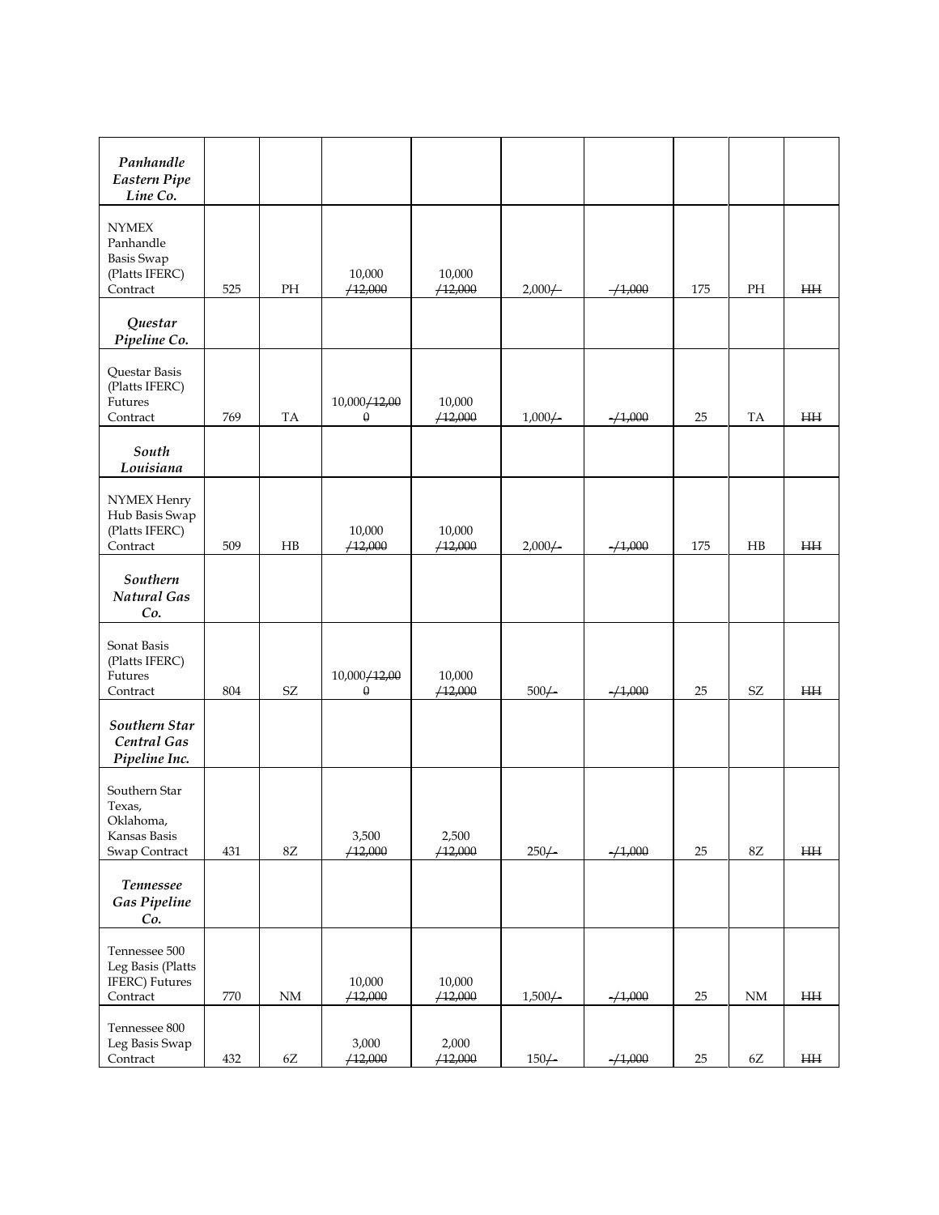| | | | | | | | | | |
|---|---|---|---|---|---|---|---|---|---|
| ***Panhandle Eastern Pipe Line Co.*** | | | | | | | | | |
| NYMEX Panhandle Basis Swap (Platts IFERC) Contract | 525 | PH | 10,000 ~~/12,000~~ | 10,000 ~~/12,000~~ | 2,000~~/~~ | ~~/1,000~~ | 175 | PH | ~~HH~~ |
| ***Questar Pipeline Co.*** | | | | | | | | | |
| Questar Basis (Platts IFERC) Futures Contract | 769 | TA | 10,000~~/12,000~~ | 10,000 ~~/12,000~~ | 1,000~~/-~~ | ~~-/1,000~~ | 25 | TA | ~~HH~~ |
| ***South Louisiana*** | | | | | | | | | |
| NYMEX Henry Hub Basis Swap (Platts IFERC) Contract | 509 | HB | 10,000 ~~/12,000~~ | 10,000 ~~/12,000~~ | 2,000~~/-~~ | ~~-/1,000~~ | 175 | HB | ~~HH~~ |
| ***Southern Natural Gas Co.*** | | | | | | | | | |
| Sonat Basis (Platts IFERC) Futures Contract | 804 | SZ | 10,000~~/12,000~~ | 10,000 ~~/12,000~~ | 500~~/-~~ | ~~-/1,000~~ | 25 | SZ | ~~HH~~ |
| ***Southern Star Central Gas Pipeline Inc.*** | | | | | | | | | |
| Southern Star Texas, Oklahoma, Kansas Basis Swap Contract | 431 | 8Z | 3,500 ~~/12,000~~ | 2,500 ~~/12,000~~ | 250~~/-~~ | ~~-/1,000~~ | 25 | 8Z | ~~HH~~ |
| ***Tennessee Gas Pipeline Co.*** | | | | | | | | | |
| Tennessee 500 Leg Basis (Platts IFERC) Futures Contract | 770 | NM | 10,000 ~~/12,000~~ | 10,000 ~~/12,000~~ | 1,500~~/-~~ | ~~-/1,000~~ | 25 | NM | ~~HH~~ |
| Tennessee 800 Leg Basis Swap Contract | 432 | 6Z | 3,000 ~~/12,000~~ | 2,000 ~~/12,000~~ | 150~~/-~~ | ~~-/1,000~~ | 25 | 6Z | ~~HH~~ |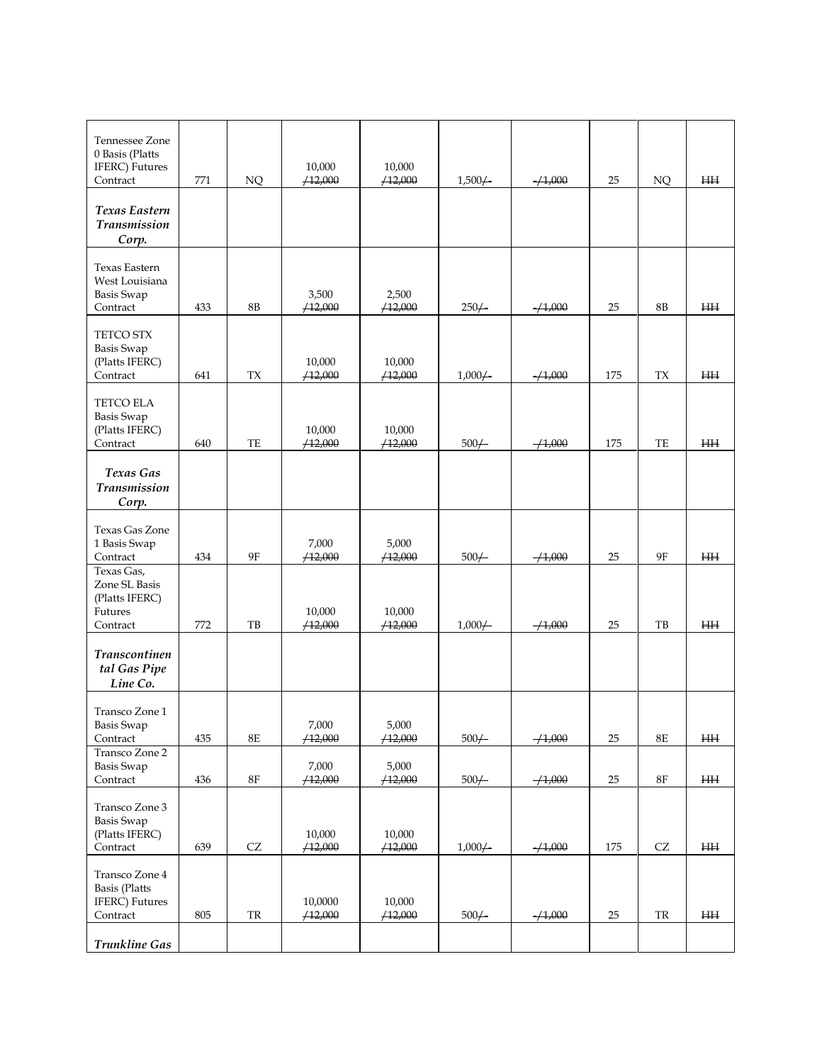| | | | | | | | | | |
|---|---|---|---|---|---|---|---|---|---|
| Tennessee Zone 0 Basis (Platts IFERC) Futures Contract | 771 | NQ | 10,000 /~~12,000~~ | 10,000 /~~12,000~~ | 1,500/~~-~~ | ~~-~~/~~1,000~~ | 25 | NQ | ~~HH~~ |
| ***Texas Eastern Transmission Corp.*** | | | | | | | | | |
| Texas Eastern West Louisiana Basis Swap Contract | 433 | 8B | 3,500 /~~12,000~~ | 2,500 /~~12,000~~ | 250/~~-~~ | ~~-~~/~~1,000~~ | 25 | 8B | ~~HH~~ |
| TETCO STX Basis Swap (Platts IFERC) Contract | 641 | TX | 10,000 /~~12,000~~ | 10,000 /~~12,000~~ | 1,000/~~-~~ | ~~-~~/~~1,000~~ | 175 | TX | ~~HH~~ |
| TETCO ELA Basis Swap (Platts IFERC) Contract | 640 | TE | 10,000 /~~12,000~~ | 10,000 /~~12,000~~ | 500/~~-~~ | ~~-~~/~~1,000~~ | 175 | TE | ~~HH~~ |
| ***Texas Gas Transmission Corp.*** | | | | | | | | | |
| Texas Gas Zone 1 Basis Swap Contract | 434 | 9F | 7,000 /~~12,000~~ | 5,000 /~~12,000~~ | 500/~~-~~ | ~~-~~/~~1,000~~ | 25 | 9F | ~~HH~~ |
| Texas Gas, Zone SL Basis (Platts IFERC) Futures Contract | 772 | TB | 10,000 /~~12,000~~ | 10,000 /~~12,000~~ | 1,000/~~-~~ | ~~-~~/~~1,000~~ | 25 | TB | ~~HH~~ |
| ***Transcontinental Gas Pipe Line Co.*** | | | | | | | | | |
| Transco Zone 1 Basis Swap Contract | 435 | 8E | 7,000 /~~12,000~~ | 5,000 /~~12,000~~ | 500/~~-~~ | ~~-~~/~~1,000~~ | 25 | 8E | ~~HH~~ |
| Transco Zone 2 Basis Swap Contract | 436 | 8F | 7,000 /~~12,000~~ | 5,000 /~~12,000~~ | 500/~~-~~ | ~~-~~/~~1,000~~ | 25 | 8F | ~~HH~~ |
| Transco Zone 3 Basis Swap (Platts IFERC) Contract | 639 | CZ | 10,000 /~~12,000~~ | 10,000 /~~12,000~~ | 1,000/~~-~~ | ~~-~~/~~1,000~~ | 175 | CZ | ~~HH~~ |
| Transco Zone 4 Basis (Platts IFERC) Futures Contract | 805 | TR | 10,0000 /~~12,000~~ | 10,000 /~~12,000~~ | 500/~~-~~ | ~~-~~/~~1,000~~ | 25 | TR | ~~HH~~ |
| ***Trunkline Gas*** | | | | | | | | | |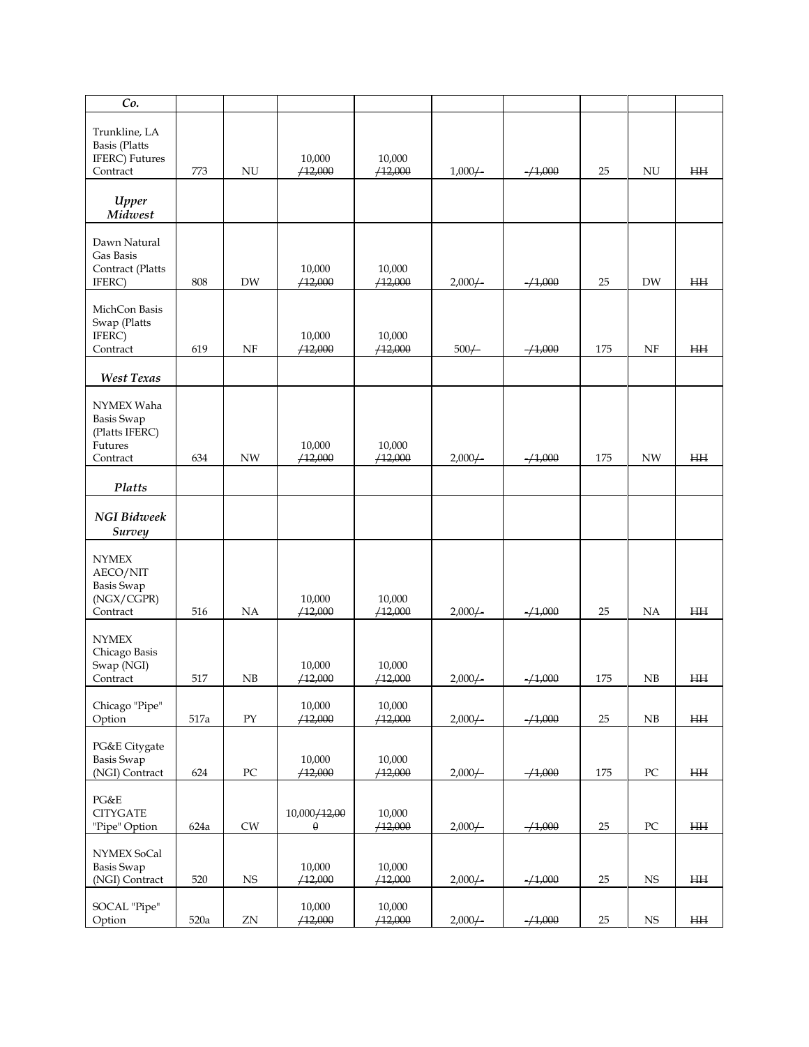| *Co.* | | | | | | | | | |
|---|---|---|---|---|---|---|---|---|---|
| Trunkline, LA Basis (Platts IFERC) Futures Contract | 773 | NU | 10,000 ~~/12,000~~ | 10,000 ~~/12,000~~ | 1,000~~/-~~ | ~~-/1,000~~ | 25 | NU | ~~HH~~ |
| ***Upper Midwest*** | | | | | | | | | |
| Dawn Natural Gas Basis Contract (Platts IFERC) | 808 | DW | 10,000 ~~/12,000~~ | 10,000 ~~/12,000~~ | 2,000~~/-~~ | ~~-/1,000~~ | 25 | DW | ~~HH~~ |
| MichCon Basis Swap (Platts IFERC) Contract | 619 | NF | 10,000 ~~/12,000~~ | 10,000 ~~/12,000~~ | 500~~/-~~ | ~~-/1,000~~ | 175 | NF | ~~HH~~ |
| ***West Texas*** | | | | | | | | | |
| NYMEX Waha Basis Swap (Platts IFERC) Futures Contract | 634 | NW | 10,000 ~~/12,000~~ | 10,000 ~~/12,000~~ | 2,000~~/-~~ | ~~-/1,000~~ | 175 | NW | ~~HH~~ |
| ***Platts*** | | | | | | | | | |
| ***NGI Bidweek Survey*** | | | | | | | | | |
| NYMEX AECO/NIT Basis Swap (NGX/CGPR) Contract | 516 | NA | 10,000 ~~/12,000~~ | 10,000 ~~/12,000~~ | 2,000~~/-~~ | ~~-/1,000~~ | 25 | NA | ~~HH~~ |
| NYMEX Chicago Basis Swap (NGI) Contract | 517 | NB | 10,000 ~~/12,000~~ | 10,000 ~~/12,000~~ | 2,000~~/-~~ | ~~-/1,000~~ | 175 | NB | ~~HH~~ |
| Chicago "Pipe" Option | 517a | PY | 10,000 ~~/12,000~~ | 10,000 ~~/12,000~~ | 2,000~~/-~~ | ~~-/1,000~~ | 25 | NB | ~~HH~~ |
| PG&E Citygate Basis Swap (NGI) Contract | 624 | PC | 10,000 ~~/12,000~~ | 10,000 ~~/12,000~~ | 2,000~~/-~~ | ~~-/1,000~~ | 175 | PC | ~~HH~~ |
| PG&E CITYGATE "Pipe" Option | 624a | CW | 10,000~~/12,000~~ | 10,000 ~~/12,000~~ | 2,000~~/-~~ | ~~-/1,000~~ | 25 | PC | ~~HH~~ |
| NYMEX SoCal Basis Swap (NGI) Contract | 520 | NS | 10,000 ~~/12,000~~ | 10,000 ~~/12,000~~ | 2,000~~/-~~ | ~~-/1,000~~ | 25 | NS | ~~HH~~ |
| SOCAL "Pipe" Option | 520a | ZN | 10,000 ~~/12,000~~ | 10,000 ~~/12,000~~ | 2,000~~/-~~ | ~~-/1,000~~ | 25 | NS | ~~HH~~ |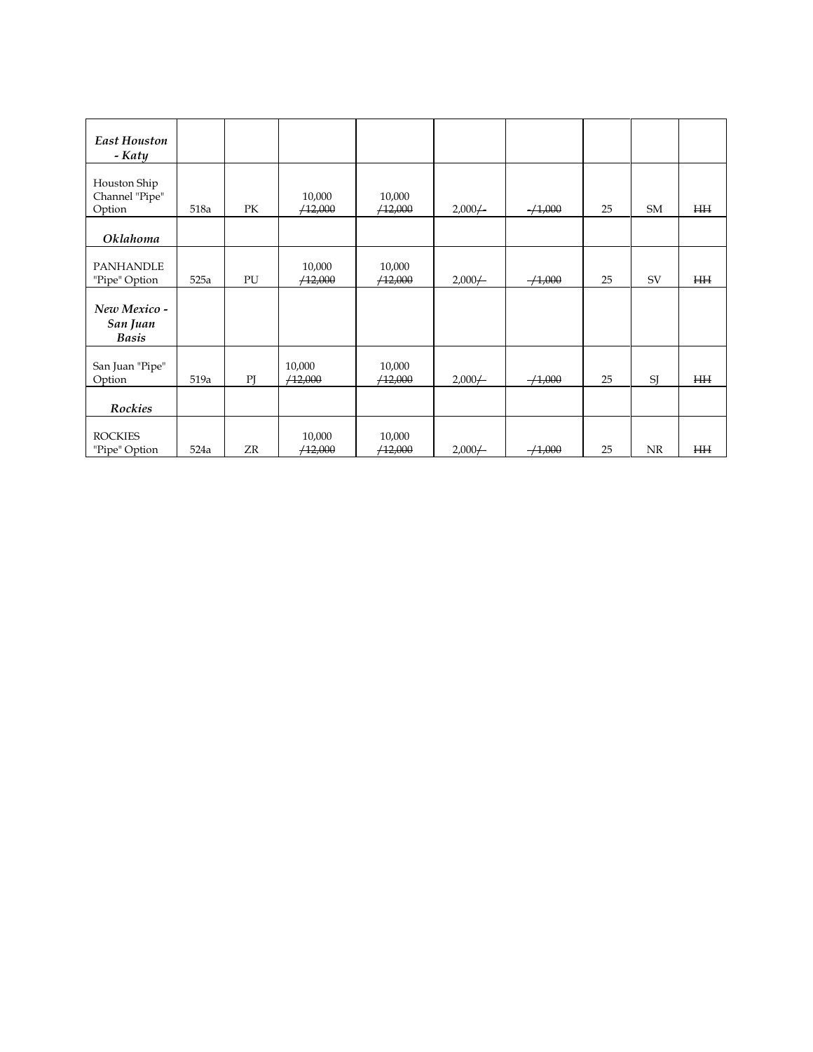| | | | | | | | | | |
|---|---|---|---|---|---|---|---|---|---|
| ***East Houston - Katy*** | | | | | | | | | |
| Houston Ship Channel "Pipe" Option | 518a | PK | 10,000 ~~/12,000~~ | 10,000 ~~/12,000~~ | 2,000~~/-~~ | ~~-/1,000~~ | 25 | SM | ~~HH~~ |
| ***Oklahoma*** | | | | | | | | | |
| PANHANDLE "Pipe" Option | 525a | PU | 10,000 ~~/12,000~~ | 10,000 ~~/12,000~~ | 2,000~~/-~~ | ~~-/1,000~~ | 25 | SV | ~~HH~~ |
| ***New Mexico - San Juan Basis*** | | | | | | | | | |
| San Juan "Pipe" Option | 519a | PJ | 10,000 ~~/12,000~~ | 10,000 ~~/12,000~~ | 2,000~~/-~~ | ~~-/1,000~~ | 25 | SJ | ~~HH~~ |
| ***Rockies*** | | | | | | | | | |
| ROCKIES "Pipe" Option | 524a | ZR | 10,000 ~~/12,000~~ | 10,000 ~~/12,000~~ | 2,000~~/-~~ | ~~-/1,000~~ | 25 | NR | ~~HH~~ |